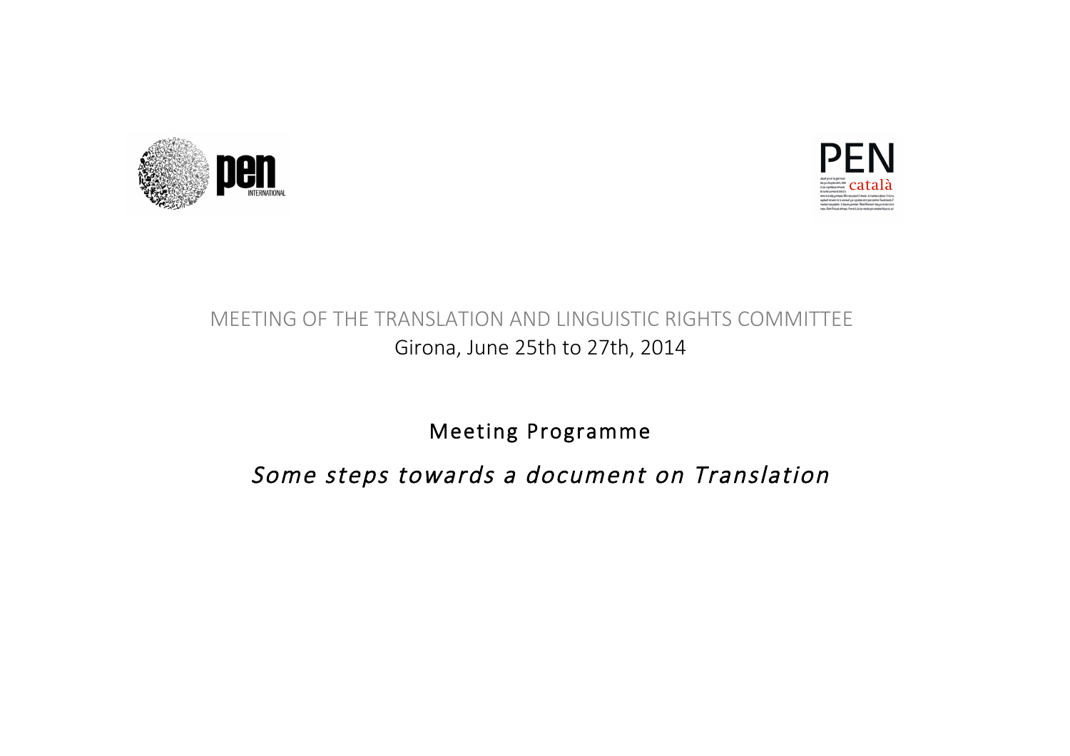MEETING OF THE TRANSLATION AND LINGUISTIC RIGHTS COMMITTEE

Girona, June 25th to 27th, 2014

# Meeting Programme

## *Some steps towards a document on Translation*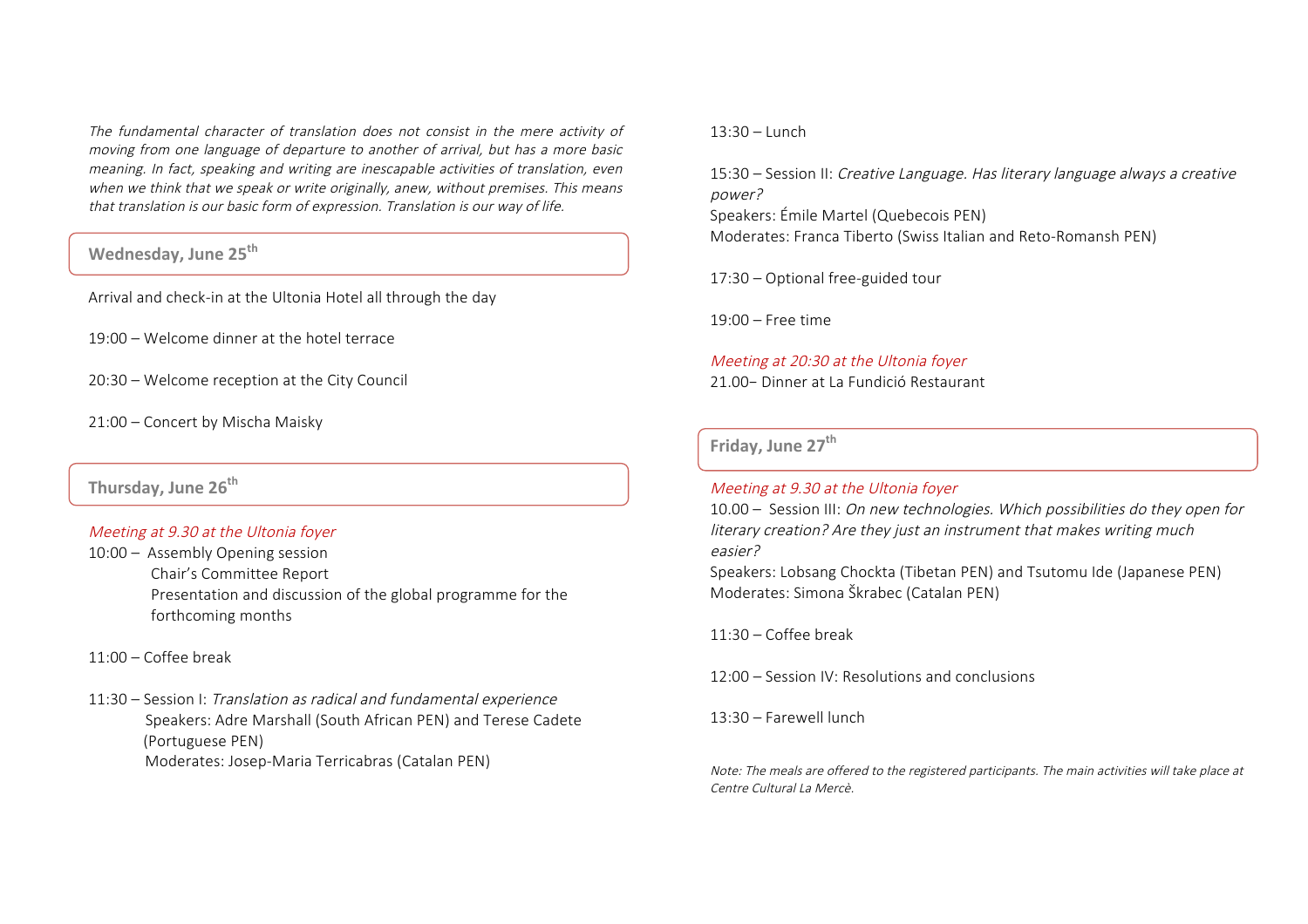*The fundamental character of translation does not consist in the mere activity of moving from one language of departure to another of arrival, but has a more basic meaning. In fact, speaking and writing are inescapable activities of translation, even when we think that we speak or write originally, anew, without premises. This means that translation is our basic form of expression. Translation is our way of life.*

## Wednesday, June 25th

Arrival and check-in at the Ultonia Hotel all through the day

19:00 – Welcome dinner at the hotel terrace

20:30 – Welcome reception at the City Council

21:00 – Concert by Mischa Maisky

## Thursday, June 26th

*Meeting at 9.30 at the Ultonia foyer*

10:00 – Assembly Opening session
Chair's Committee Report
Presentation and discussion of the global programme for the forthcoming months

11:00 – Coffee break

11:30 – Session I: *Translation as radical and fundamental experience*
Speakers: Adre Marshall (South African PEN) and Terese Cadete (Portuguese PEN)
Moderates: Josep-Maria Terricabras (Catalan PEN)

13:30 – Lunch

15:30 – Session II: *Creative Language. Has literary language always a creative power?*
Speakers: Émile Martel (Quebecois PEN)
Moderates: Franca Tiberto (Swiss Italian and Reto-Romansh PEN)

17:30 – Optional free-guided tour

19:00 – Free time

*Meeting at 20:30 at the Ultonia foyer*
21.00– Dinner at La Fundició Restaurant

## Friday, June 27th

*Meeting at 9.30 at the Ultonia foyer*
10.00 – Session III: *On new technologies. Which possibilities do they open for literary creation? Are they just an instrument that makes writing much easier?*
Speakers: Lobsang Chockta (Tibetan PEN) and Tsutomu Ide (Japanese PEN)
Moderates: Simona Škrabec (Catalan PEN)

11:30 – Coffee break

12:00 – Session IV: Resolutions and conclusions

13:30 – Farewell lunch

*Note: The meals are offered to the registered participants. The main activities will take place at Centre Cultural La Mercè.*